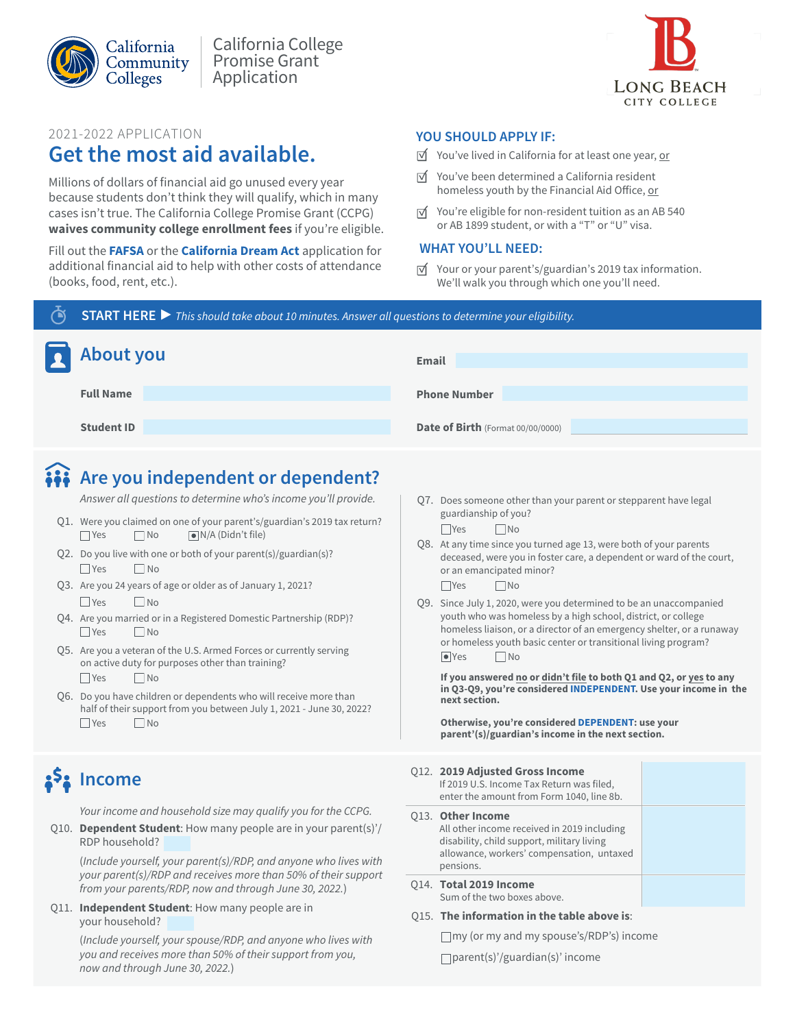California Community Colleges

# California College Promise Grant Application

LONG BEACH CITY COLLEGE

2021-2022 APPLICATION

## Get the most aid available.

Millions of dollars of financial aid go unused every year because students don't think they will qualify, which in many cases isn't true. The California College Promise Grant (CCPG) **waives community college enrollment fees** if you're eligible.

Fill out the **FAFSA** or the **California Dream Act** application for additional financial aid to help with other costs of attendance (books, food, rent, etc.).

### YOU SHOULD APPLY IF:

- ☑ You've lived in California for at least one year, or
- ☑ You've been determined a California resident homeless youth by the Financial Aid Office, or
- ☑ You're eligible for non-resident tuition as an AB 540 or AB 1899 student, or with a "T" or "U" visa.

### WHAT YOU'LL NEED:

- ☑ Your or your parent's/guardian's 2019 tax information. We'll walk you through which one you'll need.

**START HERE ▶** *This should take about 10 minutes. Answer all questions to determine your eligibility.*

## About you

**Full Name** ______

**Student ID** ______

**Email** ______

**Phone Number** ______

**Date of Birth** (Format 00/00/0000) ______

## Are you independent or dependent?

*Answer all questions to determine who's income you'll provide.*

Q1. Were you claimed on one of your parent's/guardian's 2019 tax return?
☐ Yes ☐ No ☒ N/A (Didn't file)

Q2. Do you live with one or both of your parent(s)/guardian(s)?
☐ Yes ☐ No

Q3. Are you 24 years of age or older as of January 1, 2021?
☐ Yes ☐ No

Q4. Are you married or in a Registered Domestic Partnership (RDP)?
☐ Yes ☐ No

Q5. Are you a veteran of the U.S. Armed Forces or currently serving on active duty for purposes other than training?
☐ Yes ☐ No

Q6. Do you have children or dependents who will receive more than half of their support from you between July 1, 2021 - June 30, 2022?
☐ Yes ☐ No

Q7. Does someone other than your parent or stepparent have legal guardianship of you?
☐ Yes ☐ No

Q8. At any time since you turned age 13, were both of your parents deceased, were you in foster care, a dependent or ward of the court, or an emancipated minor?
☐ Yes ☐ No

Q9. Since July 1, 2020, were you determined to be an unaccompanied youth who was homeless by a high school, district, or college homeless liaison, or a director of an emergency shelter, or a runaway or homeless youth basic center or transitional living program?
☒ Yes ☐ No

**If you answered no or didn't file to both Q1 and Q2, or yes to any in Q3-Q9, you're considered INDEPENDENT. Use your income in the next section.**

**Otherwise, you're considered DEPENDENT: use your parent'(s)/guardian's income in the next section.**

## Income

*Your income and household size may qualify you for the CCPG.*

Q10. **Dependent Student**: How many people are in your parent(s)'/RDP household? ______

(*Include yourself, your parent(s)/RDP, and anyone who lives with your parent(s)/RDP and receives more than 50% of their support from your parents/RDP, now and through June 30, 2022.*)

Q11. **Independent Student**: How many people are in your household? ______

(*Include yourself, your spouse/RDP, and anyone who lives with you and receives more than 50% of their support from you, now and through June 30, 2022.*)

| Question | |
|---|---|
| Q12. **2019 Adjusted Gross Income** If 2019 U.S. Income Tax Return was filed, enter the amount from Form 1040, line 8b. | |
| Q13. **Other Income** All other income received in 2019 including disability, child support, military living allowance, workers' compensation, untaxed pensions. | |
| Q14. **Total 2019 Income** Sum of the two boxes above. | |

Q15. **The information in the table above is**:

☐ my (or my and my spouse's/RDP's) income

☐ parent(s)'/guardian(s)' income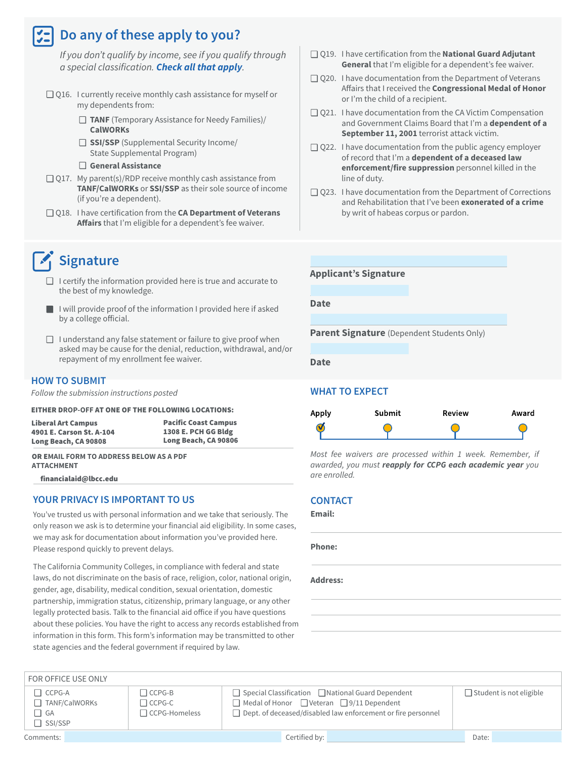## Do any of these apply to you?

*If you don't qualify by income, see if you qualify through a special classification.* ***Check all that apply.***

- ☐ Q16. I currently receive monthly cash assistance for myself or my dependents from:
  - ☐ **TANF** (Temporary Assistance for Needy Families)/ **CalWORKs**
  - ☐ **SSI/SSP** (Supplemental Security Income/ State Supplemental Program)
  - ☐ **General Assistance**
- ☐ Q17. My parent(s)/RDP receive monthly cash assistance from **TANF/CalWORKs** or **SSI/SSP** as their sole source of income (if you're a dependent).
- ☐ Q18. I have certification from the **CA Department of Veterans Affairs** that I'm eligible for a dependent's fee waiver.
- ☐ Q19. I have certification from the **National Guard Adjutant General** that I'm eligible for a dependent's fee waiver.
- ☐ Q20. I have documentation from the Department of Veterans Affairs that I received the **Congressional Medal of Honor** or I'm the child of a recipient.
- ☐ Q21. I have documentation from the CA Victim Compensation and Government Claims Board that I'm a **dependent of a September 11, 2001** terrorist attack victim.
- ☐ Q22. I have documentation from the public agency employer of record that I'm a **dependent of a deceased law enforcement/fire suppression** personnel killed in the line of duty.
- ☐ Q23. I have documentation from the Department of Corrections and Rehabilitation that I've been **exonerated of a crime** by writ of habeas corpus or pardon.

## Signature

- ☐ I certify the information provided here is true and accurate to the best of my knowledge.
- ■ I will provide proof of the information I provided here if asked by a college official.
- ☐ I understand any false statement or failure to give proof when asked may be cause for the denial, reduction, withdrawal, and/or repayment of my enrollment fee waiver.

**Applicant's Signature**

**Date**

**Parent Signature** (Dependent Students Only)

**Date**

## HOW TO SUBMIT

*Follow the submission instructions posted*

**EITHER DROP-OFF AT ONE OF THE FOLLOWING LOCATIONS:**

**Liberal Art Campus**
**4901 E. Carson St. A-104**
**Long Beach, CA 90808**

**Pacific Coast Campus**
**1308 E. PCH GG Bldg**
**Long Beach, CA 90806**

**OR EMAIL FORM TO ADDRESS BELOW AS A PDF ATTACHMENT**

**financialaid@lbcc.edu**

## YOUR PRIVACY IS IMPORTANT TO US

You've trusted us with personal information and we take that seriously. The only reason we ask is to determine your financial aid eligibility. In some cases, we may ask for documentation about information you've provided here. Please respond quickly to prevent delays.

The California Community Colleges, in compliance with federal and state laws, do not discriminate on the basis of race, religion, color, national origin, gender, age, disability, medical condition, sexual orientation, domestic partnership, immigration status, citizenship, primary language, or any other legally protected basis. Talk to the financial aid office if you have questions about these policies. You have the right to access any records established from information in this form. This form's information may be transmitted to other state agencies and the federal government if required by law.

## WHAT TO EXPECT

Apply — Submit — Review — Award

*Most fee waivers are processed within 1 week. Remember, if awarded, you must* ***reapply for CCPG each academic year*** *you are enrolled.*

## CONTACT

**Email:**

**Phone:**

**Address:**

FOR OFFICE USE ONLY

| | | | |
|---|---|---|---|
| ☐ CCPG-A<br>☐ TANF/CalWORKs<br>☐ GA<br>☐ SSI/SSP | ☐ CCPG-B<br>☐ CCPG-C<br>☐ CCPG-Homeless | ☐ Special Classification ☐ National Guard Dependent<br>☐ Medal of Honor ☐ Veteran ☐ 9/11 Dependent<br>☐ Dept. of deceased/disabled law enforcement or fire personnel | ☐ Student is not eligible |

Comments: &nbsp;&nbsp;&nbsp; Certified by: &nbsp;&nbsp;&nbsp; Date: